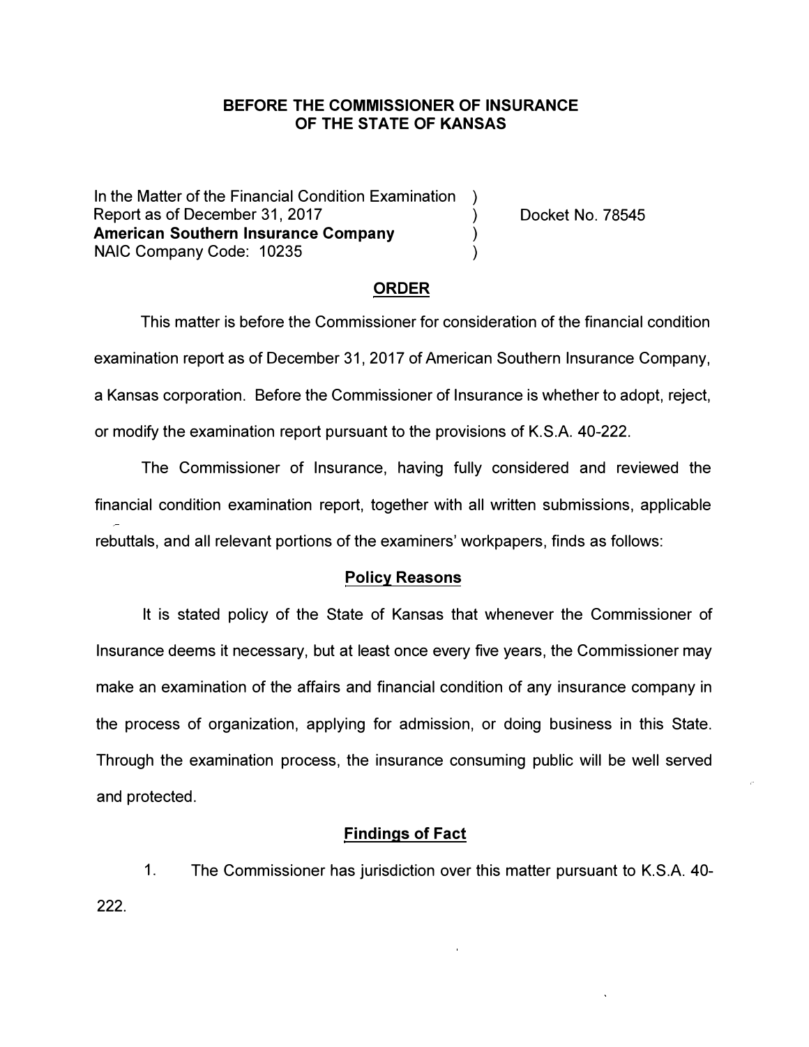**BEFORE THE COMMISSIONER OF INSURANCE**
**OF THE STATE OF KANSAS**

| | | |
|---|---|---|
| In the Matter of the Financial Condition Examination | ) | |
| Report as of December 31, 2017 | ) | Docket No. 78545 |
| **American Southern Insurance Company** | ) | |
| NAIC Company Code: 10235 | ) | |

## ORDER

This matter is before the Commissioner for consideration of the financial condition examination report as of December 31, 2017 of American Southern Insurance Company, a Kansas corporation. Before the Commissioner of Insurance is whether to adopt, reject, or modify the examination report pursuant to the provisions of K.S.A. 40-222.

The Commissioner of Insurance, having fully considered and reviewed the financial condition examination report, together with all written submissions, applicable rebuttals, and all relevant portions of the examiners' workpapers, finds as follows:

### Policy Reasons

It is stated policy of the State of Kansas that whenever the Commissioner of Insurance deems it necessary, but at least once every five years, the Commissioner may make an examination of the affairs and financial condition of any insurance company in the process of organization, applying for admission, or doing business in this State. Through the examination process, the insurance consuming public will be well served and protected.

### Findings of Fact

1. The Commissioner has jurisdiction over this matter pursuant to K.S.A. 40-222.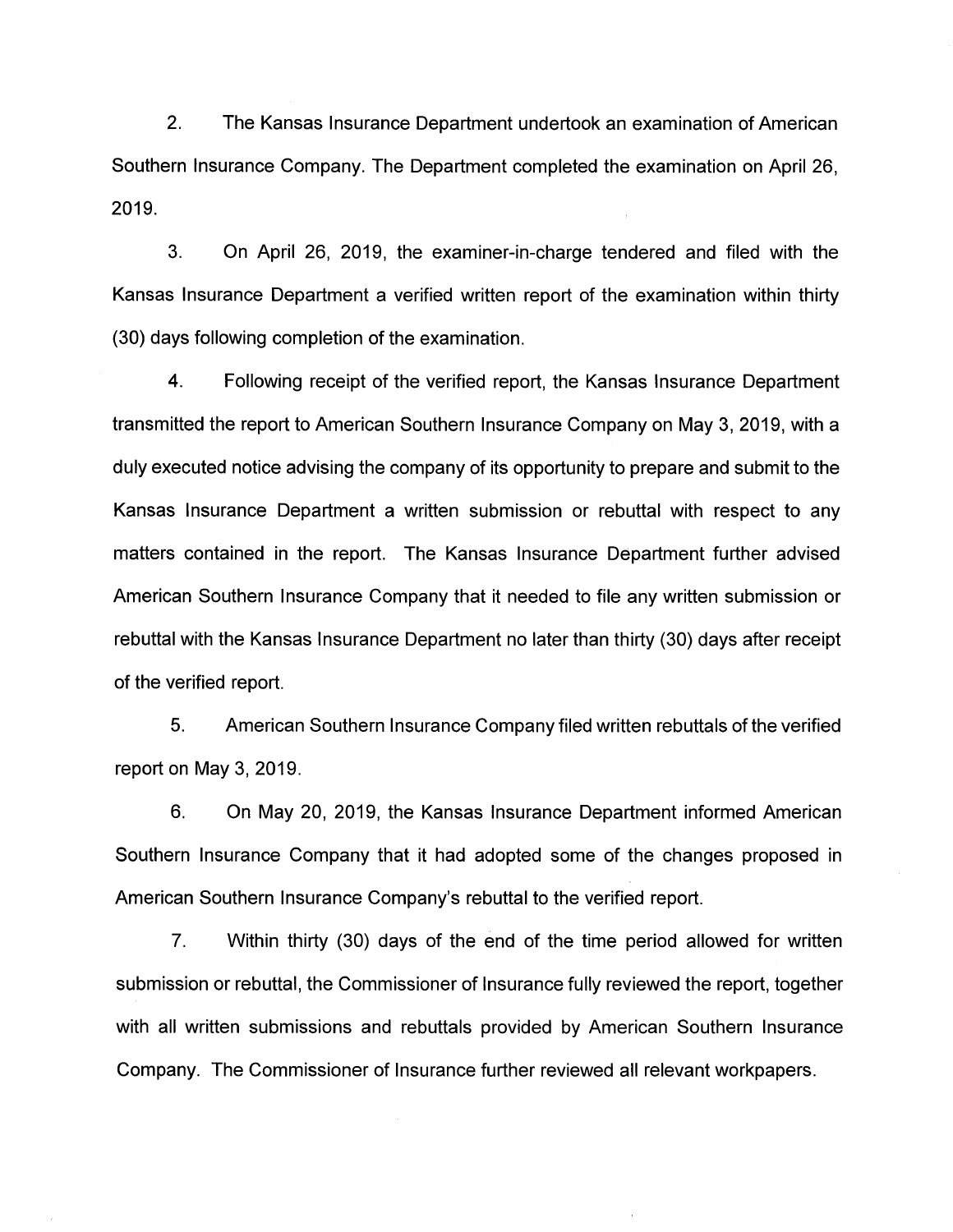2. The Kansas Insurance Department undertook an examination of American Southern Insurance Company. The Department completed the examination on April 26, 2019.

3. On April 26, 2019, the examiner-in-charge tendered and filed with the Kansas Insurance Department a verified written report of the examination within thirty (30) days following completion of the examination.

4. Following receipt of the verified report, the Kansas Insurance Department transmitted the report to American Southern Insurance Company on May 3, 2019, with a duly executed notice advising the company of its opportunity to prepare and submit to the Kansas Insurance Department a written submission or rebuttal with respect to any matters contained in the report. The Kansas Insurance Department further advised American Southern Insurance Company that it needed to file any written submission or rebuttal with the Kansas Insurance Department no later than thirty (30) days after receipt of the verified report.

5. American Southern Insurance Company filed written rebuttals of the verified report on May 3, 2019.

6. On May 20, 2019, the Kansas Insurance Department informed American Southern Insurance Company that it had adopted some of the changes proposed in American Southern Insurance Company's rebuttal to the verified report.

7. Within thirty (30) days of the end of the time period allowed for written submission or rebuttal, the Commissioner of Insurance fully reviewed the report, together with all written submissions and rebuttals provided by American Southern Insurance Company. The Commissioner of Insurance further reviewed all relevant workpapers.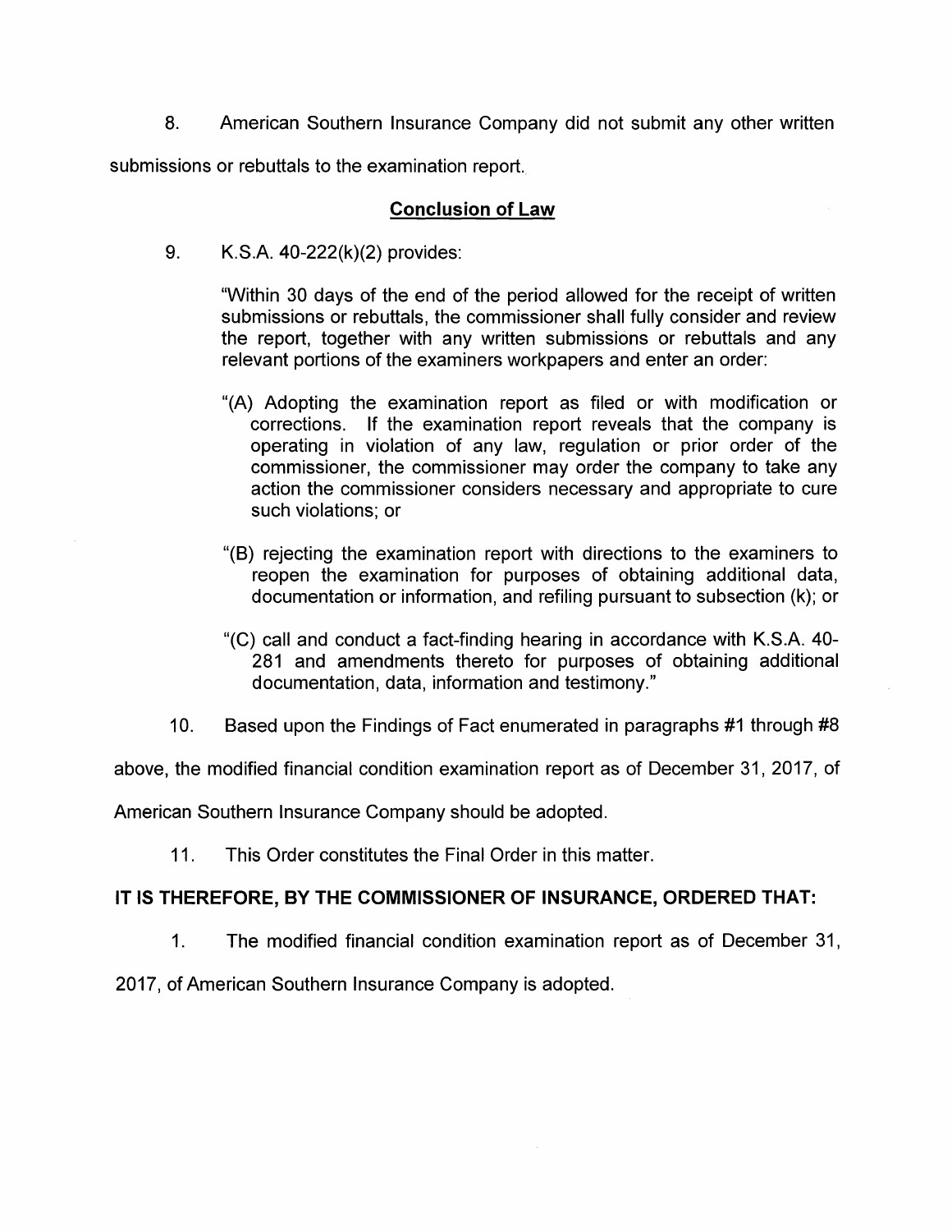8. American Southern Insurance Company did not submit any other written submissions or rebuttals to the examination report.

## Conclusion of Law

9. K.S.A. 40-222(k)(2) provides:

> "Within 30 days of the end of the period allowed for the receipt of written submissions or rebuttals, the commissioner shall fully consider and review the report, together with any written submissions or rebuttals and any relevant portions of the examiners workpapers and enter an order:
>
> "(A) Adopting the examination report as filed or with modification or corrections. If the examination report reveals that the company is operating in violation of any law, regulation or prior order of the commissioner, the commissioner may order the company to take any action the commissioner considers necessary and appropriate to cure such violations; or
>
> "(B) rejecting the examination report with directions to the examiners to reopen the examination for purposes of obtaining additional data, documentation or information, and refiling pursuant to subsection (k); or
>
> "(C) call and conduct a fact-finding hearing in accordance with K.S.A. 40-281 and amendments thereto for purposes of obtaining additional documentation, data, information and testimony."

10. Based upon the Findings of Fact enumerated in paragraphs #1 through #8 above, the modified financial condition examination report as of December 31, 2017, of American Southern Insurance Company should be adopted.

11. This Order constitutes the Final Order in this matter.

**IT IS THEREFORE, BY THE COMMISSIONER OF INSURANCE, ORDERED THAT:**

1. The modified financial condition examination report as of December 31, 2017, of American Southern Insurance Company is adopted.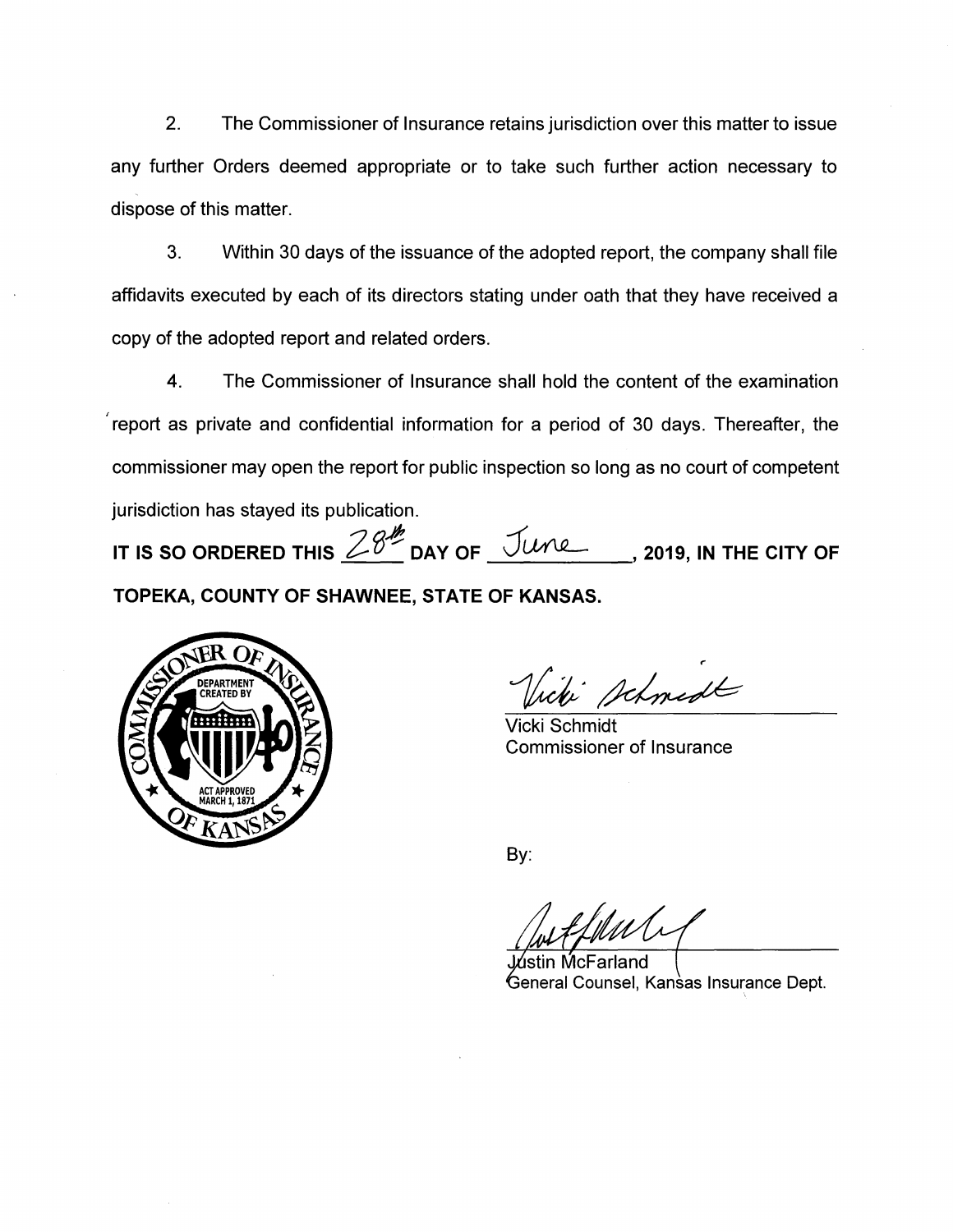2. The Commissioner of Insurance retains jurisdiction over this matter to issue any further Orders deemed appropriate or to take such further action necessary to dispose of this matter.

3. Within 30 days of the issuance of the adopted report, the company shall file affidavits executed by each of its directors stating under oath that they have received a copy of the adopted report and related orders.

4. The Commissioner of Insurance shall hold the content of the examination report as private and confidential information for a period of 30 days. Thereafter, the commissioner may open the report for public inspection so long as no court of competent jurisdiction has stayed its publication.

**IT IS SO ORDERED THIS** 28th **DAY OF** June**, 2019, IN THE CITY OF TOPEKA, COUNTY OF SHAWNEE, STATE OF KANSAS.**

Vicki Schmidt
Commissioner of Insurance

By:

Justin McFarland
General Counsel, Kansas Insurance Dept.